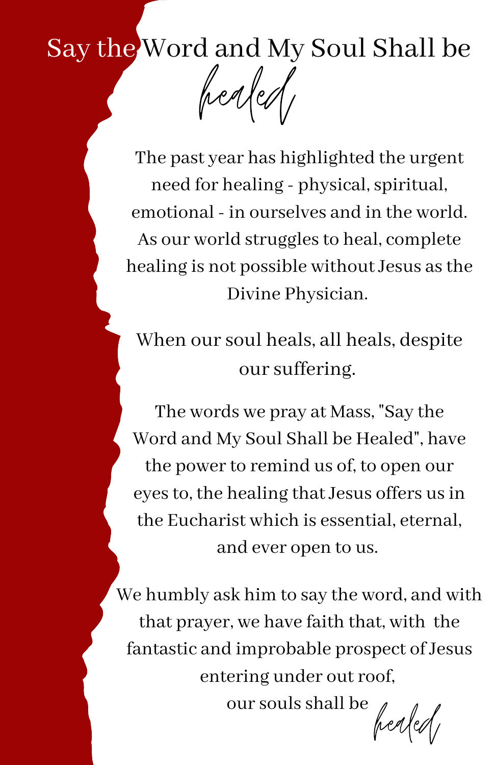# Say the Word and My Soul Shall be *healed*

The past year has highlighted the urgent need for healing - physical, spiritual, emotional - in ourselves and in the world. As our world struggles to heal, complete healing is not possible without Jesus as the Divine Physician.

When our soul heals, all heals, despite our suffering.

The words we pray at Mass, "Say the Word and My Soul Shall be Healed", have the power to remind us of, to open our eyes to, the healing that Jesus offers us in the Eucharist which is essential, eternal, and ever open to us.

We humbly ask him to say the word, and with that prayer, we have faith that, with the fantastic and improbable prospect of Jesus entering under out roof, our souls shall be *healed*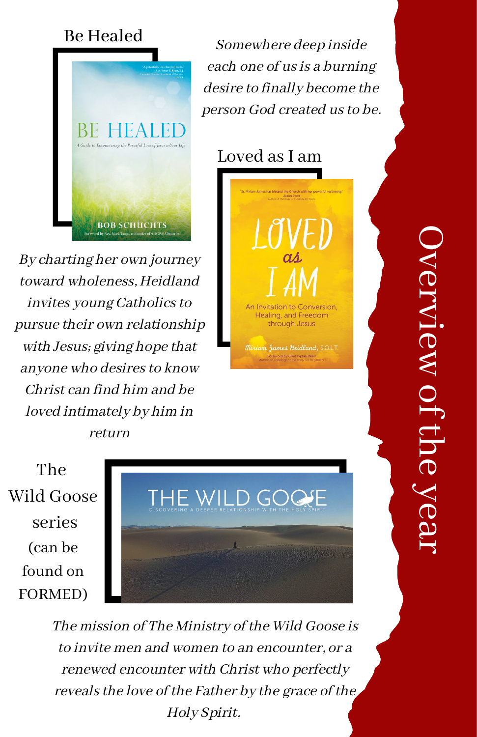# Overview of the year

## Be Healed

*Somewhere deep inside each one of us is a burning desire to finally become the person God created us to be.*

## Loved as I am

*By charting her own journey toward wholeness, Heidland invites young Catholics to pursue their own relationship with Jesus; giving hope that anyone who desires to know Christ can find him and be loved intimately by him in return*

## The Wild Goose series (can be found on FORMED)

*The mission of The Ministry of the Wild Goose is to invite men and women to an encounter, or a renewed encounter with Christ who perfectly reveals the love of the Father by the grace of the Holy Spirit.*